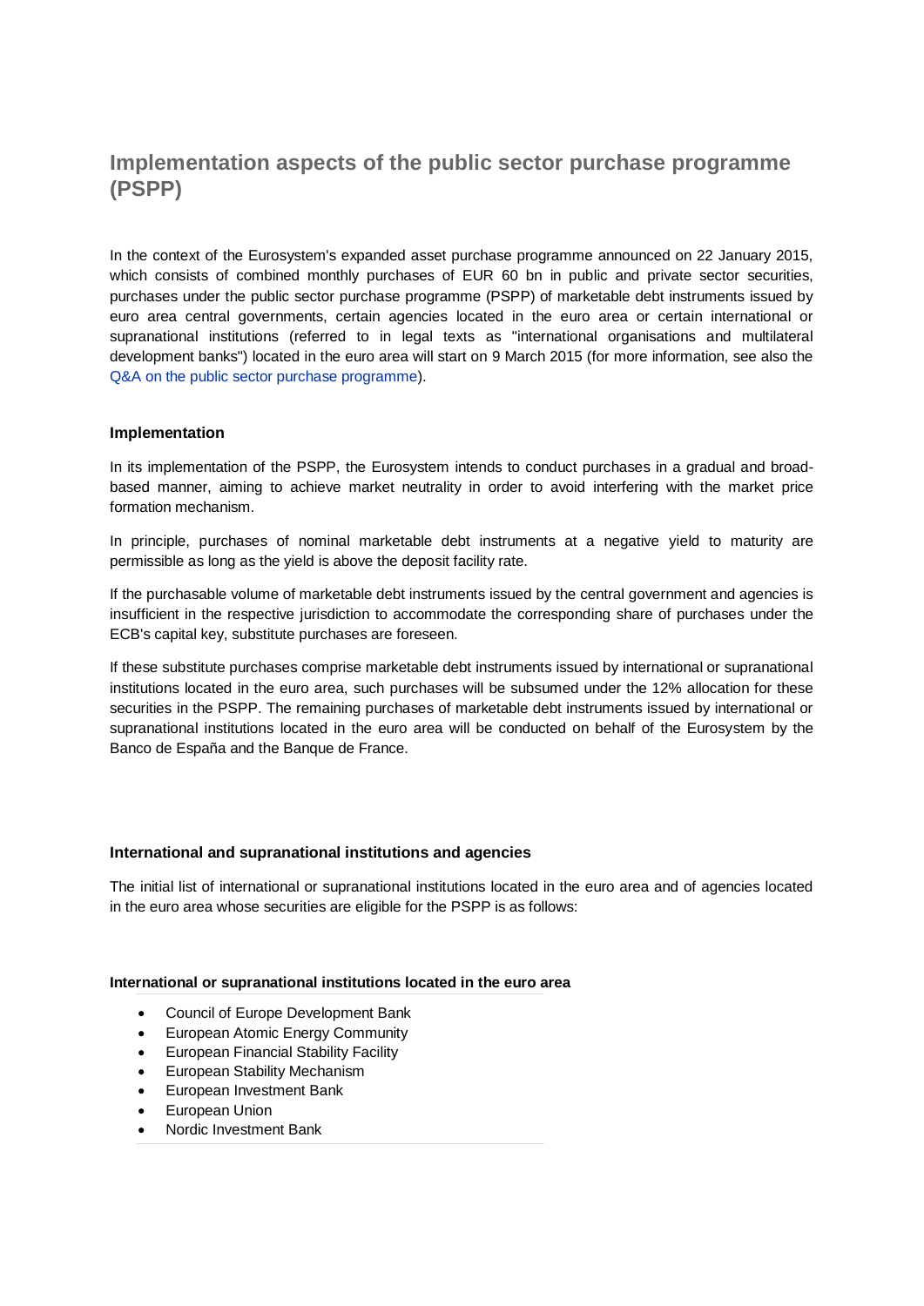# Implementation aspects of the public sector purchase programme (PSPP)

In the context of the Eurosystem's expanded asset purchase programme announced on 22 January 2015, which consists of combined monthly purchases of EUR 60 bn in public and private sector securities, purchases under the public sector purchase programme (PSPP) of marketable debt instruments issued by euro area central governments, certain agencies located in the euro area or certain international or supranational institutions (referred to in legal texts as "international organisations and multilateral development banks") located in the euro area will start on 9 March 2015 (for more information, see also the Q&A on the public sector purchase programme).

### Implementation

In its implementation of the PSPP, the Eurosystem intends to conduct purchases in a gradual and broad-based manner, aiming to achieve market neutrality in order to avoid interfering with the market price formation mechanism.

In principle, purchases of nominal marketable debt instruments at a negative yield to maturity are permissible as long as the yield is above the deposit facility rate.

If the purchasable volume of marketable debt instruments issued by the central government and agencies is insufficient in the respective jurisdiction to accommodate the corresponding share of purchases under the ECB's capital key, substitute purchases are foreseen.

If these substitute purchases comprise marketable debt instruments issued by international or supranational institutions located in the euro area, such purchases will be subsumed under the 12% allocation for these securities in the PSPP. The remaining purchases of marketable debt instruments issued by international or supranational institutions located in the euro area will be conducted on behalf of the Eurosystem by the Banco de España and the Banque de France.

### International and supranational institutions and agencies

The initial list of international or supranational institutions located in the euro area and of agencies located in the euro area whose securities are eligible for the PSPP is as follows:

#### International or supranational institutions located in the euro area

- Council of Europe Development Bank
- European Atomic Energy Community
- European Financial Stability Facility
- European Stability Mechanism
- European Investment Bank
- European Union
- Nordic Investment Bank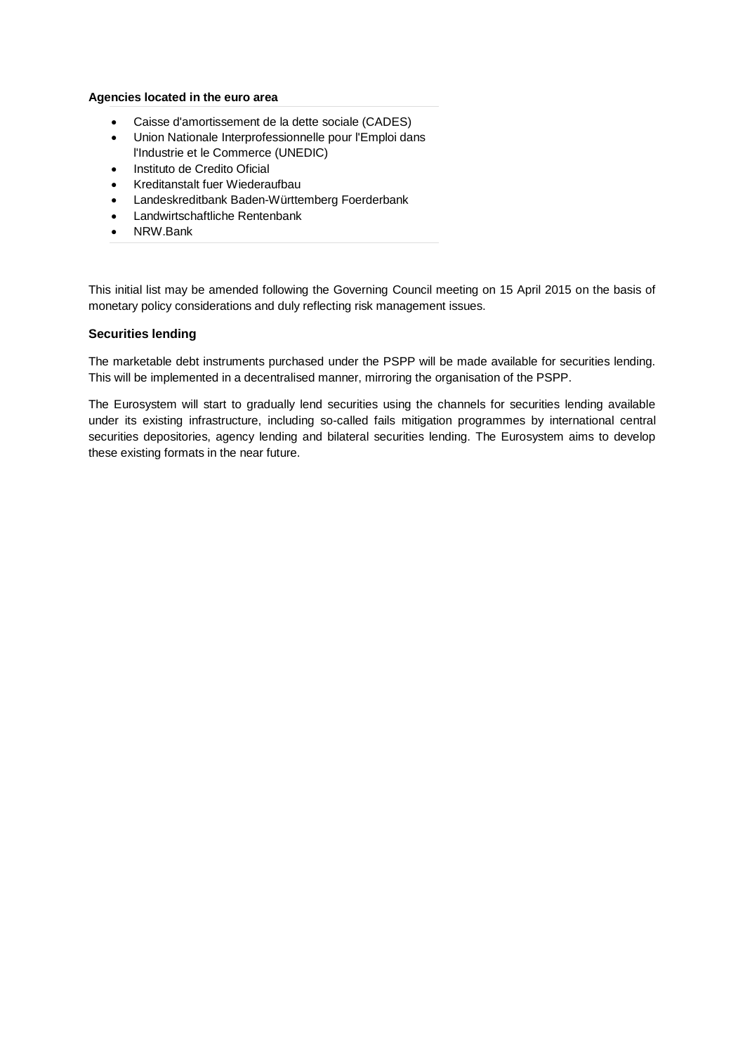**Agencies located in the euro area**

- Caisse d'amortissement de la dette sociale (CADES)
- Union Nationale Interprofessionnelle pour l'Emploi dans l'Industrie et le Commerce (UNEDIC)
- Instituto de Credito Oficial
- Kreditanstalt fuer Wiederaufbau
- Landeskreditbank Baden-Württemberg Foerderbank
- Landwirtschaftliche Rentenbank
- NRW.Bank

This initial list may be amended following the Governing Council meeting on 15 April 2015 on the basis of monetary policy considerations and duly reflecting risk management issues.

### Securities lending

The marketable debt instruments purchased under the PSPP will be made available for securities lending. This will be implemented in a decentralised manner, mirroring the organisation of the PSPP.

The Eurosystem will start to gradually lend securities using the channels for securities lending available under its existing infrastructure, including so-called fails mitigation programmes by international central securities depositories, agency lending and bilateral securities lending. The Eurosystem aims to develop these existing formats in the near future.